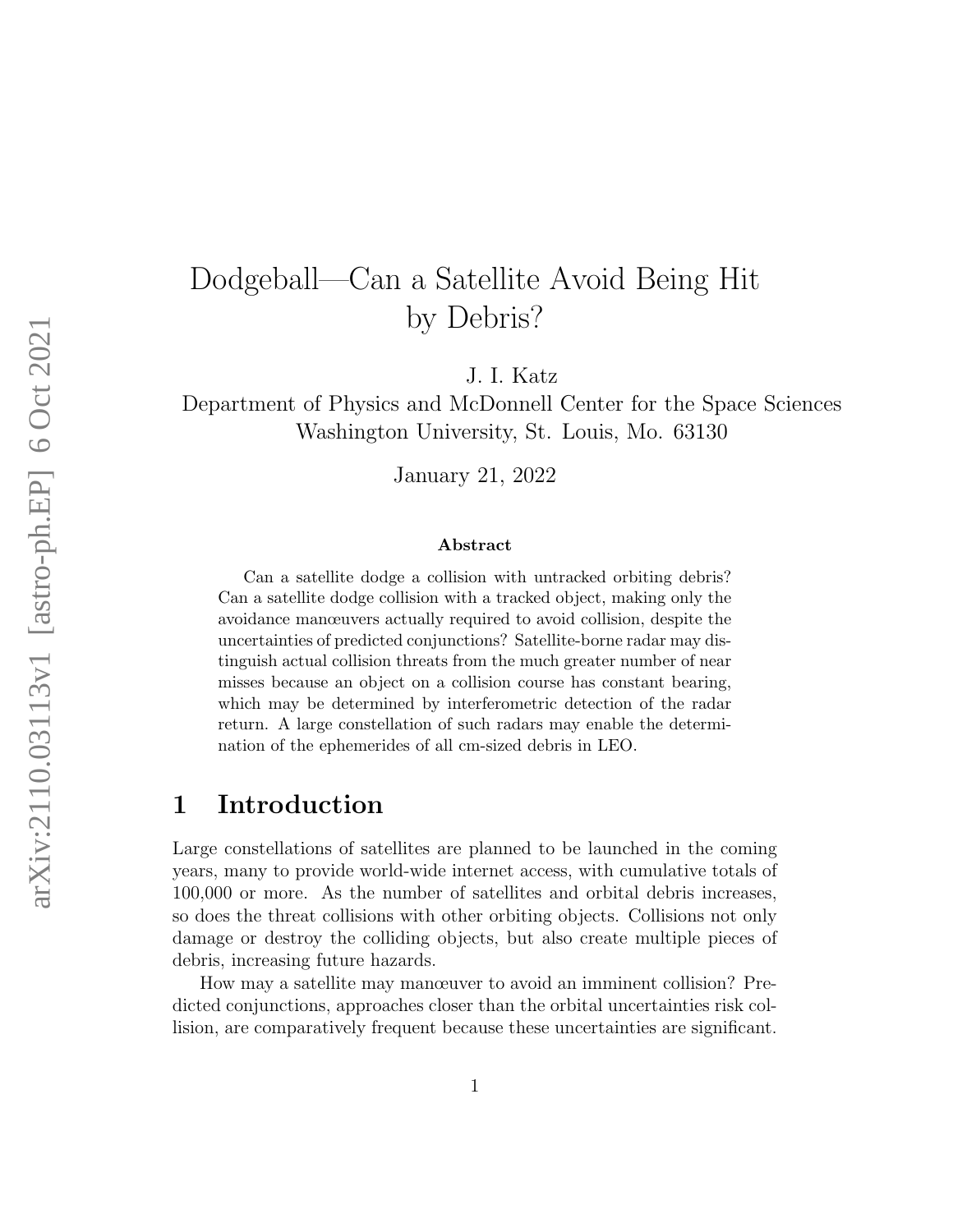# Dodgeball—Can a Satellite Avoid Being Hit by Debris?

J. I. Katz

Department of Physics and McDonnell Center for the Space Sciences
Washington University, St. Louis, Mo. 63130

January 21, 2022

### Abstract

Can a satellite dodge a collision with untracked orbiting debris? Can a satellite dodge collision with a tracked object, making only the avoidance manœuvers actually required to avoid collision, despite the uncertainties of predicted conjunctions? Satellite-borne radar may distinguish actual collision threats from the much greater number of near misses because an object on a collision course has constant bearing, which may be determined by interferometric detection of the radar return. A large constellation of such radars may enable the determination of the ephemerides of all cm-sized debris in LEO.

## 1 Introduction

Large constellations of satellites are planned to be launched in the coming years, many to provide world-wide internet access, with cumulative totals of 100,000 or more. As the number of satellites and orbital debris increases, so does the threat collisions with other orbiting objects. Collisions not only damage or destroy the colliding objects, but also create multiple pieces of debris, increasing future hazards.

How may a satellite may manœuver to avoid an imminent collision? Predicted conjunctions, approaches closer than the orbital uncertainties risk collision, are comparatively frequent because these uncertainties are significant.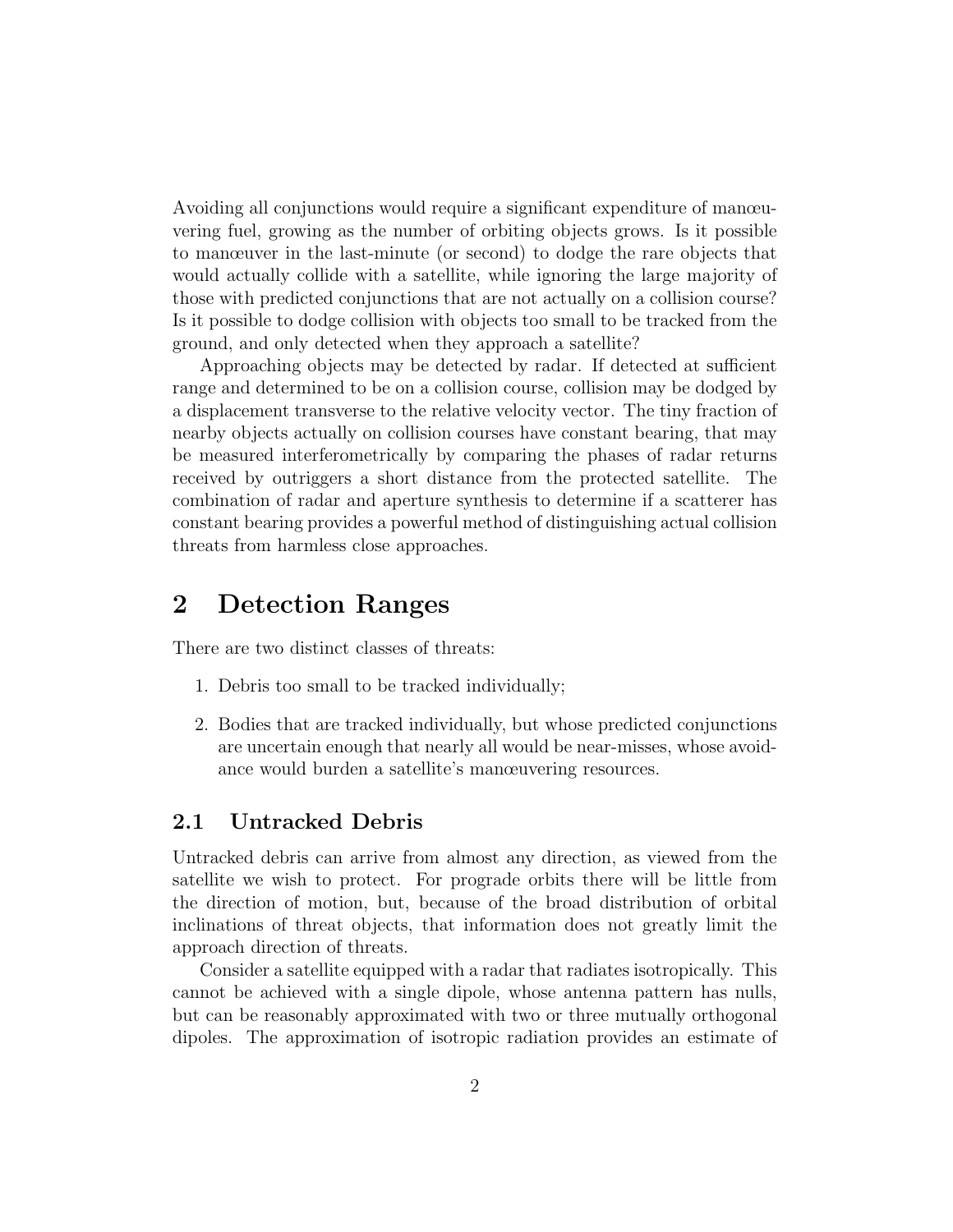Avoiding all conjunctions would require a significant expenditure of manœuvering fuel, growing as the number of orbiting objects grows. Is it possible to manœuver in the last-minute (or second) to dodge the rare objects that would actually collide with a satellite, while ignoring the large majority of those with predicted conjunctions that are not actually on a collision course? Is it possible to dodge collision with objects too small to be tracked from the ground, and only detected when they approach a satellite?

Approaching objects may be detected by radar. If detected at sufficient range and determined to be on a collision course, collision may be dodged by a displacement transverse to the relative velocity vector. The tiny fraction of nearby objects actually on collision courses have constant bearing, that may be measured interferometrically by comparing the phases of radar returns received by outriggers a short distance from the protected satellite. The combination of radar and aperture synthesis to determine if a scatterer has constant bearing provides a powerful method of distinguishing actual collision threats from harmless close approaches.

## 2 Detection Ranges

There are two distinct classes of threats:

1. Debris too small to be tracked individually;
2. Bodies that are tracked individually, but whose predicted conjunctions are uncertain enough that nearly all would be near-misses, whose avoidance would burden a satellite's manœuvering resources.

### 2.1 Untracked Debris

Untracked debris can arrive from almost any direction, as viewed from the satellite we wish to protect. For prograde orbits there will be little from the direction of motion, but, because of the broad distribution of orbital inclinations of threat objects, that information does not greatly limit the approach direction of threats.

Consider a satellite equipped with a radar that radiates isotropically. This cannot be achieved with a single dipole, whose antenna pattern has nulls, but can be reasonably approximated with two or three mutually orthogonal dipoles. The approximation of isotropic radiation provides an estimate of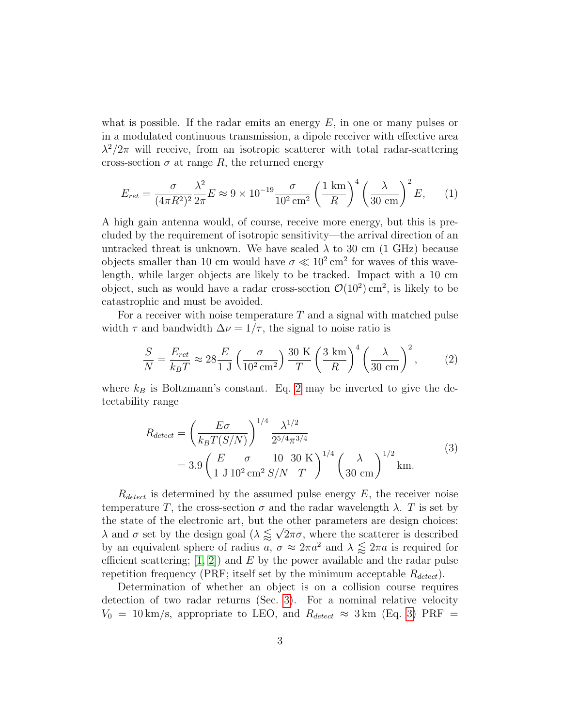what is possible. If the radar emits an energy $E$, in one or many pulses or in a modulated continuous transmission, a dipole receiver with effective area $\lambda^2/2\pi$ will receive, from an isotropic scatterer with total radar-scattering cross-section $\sigma$ at range $R$, the returned energy

$$E_{ret} = \frac{\sigma}{(4\pi R^2)^2} \frac{\lambda^2}{2\pi} E \approx 9 \times 10^{-19} \frac{\sigma}{10^2\,\mathrm{cm}^2} \left(\frac{1\ \mathrm{km}}{R}\right)^4 \left(\frac{\lambda}{30\ \mathrm{cm}}\right)^2 E, \qquad (1)$$

A high gain antenna would, of course, receive more energy, but this is precluded by the requirement of isotropic sensitivity—the arrival direction of an untracked threat is unknown. We have scaled $\lambda$ to 30 cm (1 GHz) because objects smaller than 10 cm would have $\sigma \ll 10^2\,\mathrm{cm}^2$ for waves of this wavelength, while larger objects are likely to be tracked. Impact with a 10 cm object, such as would have a radar cross-section $\mathcal{O}(10^2)\,\mathrm{cm}^2$, is likely to be catastrophic and must be avoided.

For a receiver with noise temperature $T$ and a signal with matched pulse width $\tau$ and bandwidth $\Delta\nu = 1/\tau$, the signal to noise ratio is

$$\frac{S}{N} = \frac{E_{ret}}{k_B T} \approx 28 \frac{E}{1\ \mathrm{J}} \left(\frac{\sigma}{10^2\,\mathrm{cm}^2}\right) \frac{30\ \mathrm{K}}{T} \left(\frac{3\ \mathrm{km}}{R}\right)^4 \left(\frac{\lambda}{30\ \mathrm{cm}}\right)^2, \qquad (2)$$

where $k_B$ is Boltzmann's constant. Eq. 2 may be inverted to give the detectability range

$$\begin{aligned} R_{detect} &= \left(\frac{E\sigma}{k_B T (S/N)}\right)^{1/4} \frac{\lambda^{1/2}}{2^{5/4}\pi^{3/4}} \\ &= 3.9 \left(\frac{E}{1\ \mathrm{J}} \frac{\sigma}{10^2\,\mathrm{cm}^2} \frac{10}{S/N} \frac{30\ \mathrm{K}}{T}\right)^{1/4} \left(\frac{\lambda}{30\ \mathrm{cm}}\right)^{1/2} \mathrm{km}. \end{aligned} \qquad (3)$$

$R_{detect}$ is determined by the assumed pulse energy $E$, the receiver noise temperature $T$, the cross-section $\sigma$ and the radar wavelength $\lambda$. $T$ is set by the state of the electronic art, but the other parameters are design choices: $\lambda$ and $\sigma$ set by the design goal ($\lambda \lessapprox \sqrt{2\pi\sigma}$, where the scatterer is described by an equivalent sphere of radius $a$, $\sigma \approx 2\pi a^2$ and $\lambda \lessapprox 2\pi a$ is required for efficient scattering; [1, 2]) and $E$ by the power available and the radar pulse repetition frequency (PRF; itself set by the minimum acceptable $R_{detect}$).

Determination of whether an object is on a collision course requires detection of two radar returns (Sec. 3). For a nominal relative velocity $V_0 = 10\,\mathrm{km/s}$, appropriate to LEO, and $R_{detect} \approx 3\,\mathrm{km}$ (Eq. 3) PRF =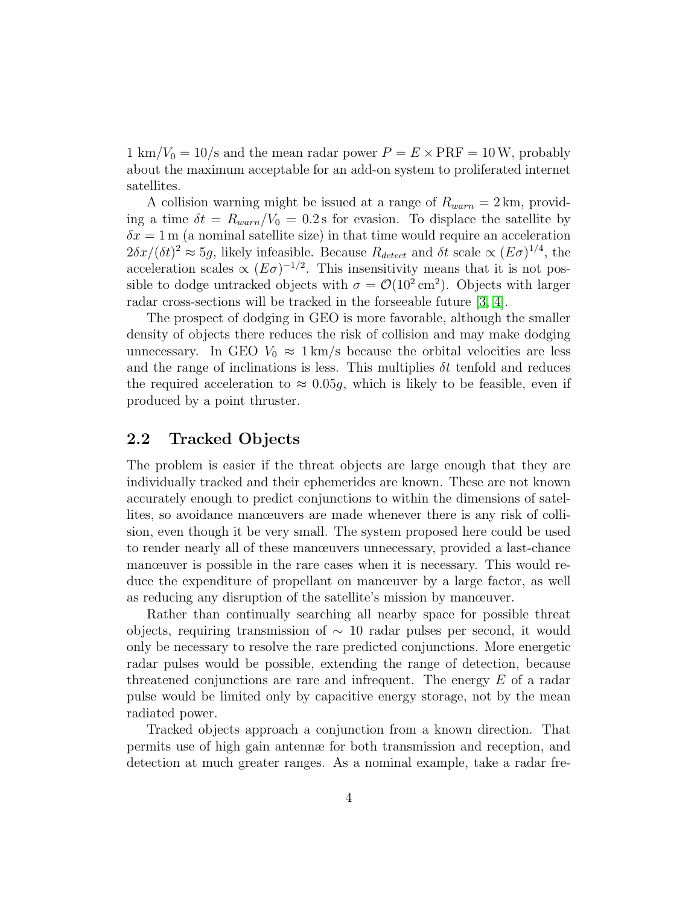1 km/$V_0 = 10$/s and the mean radar power $P = E \times \mathrm{PRF} = 10\,\mathrm{W}$, probably about the maximum acceptable for an add-on system to proliferated internet satellites.

A collision warning might be issued at a range of $R_{warn} = 2\,\mathrm{km}$, providing a time $\delta t = R_{warn}/V_0 = 0.2\,\mathrm{s}$ for evasion. To displace the satellite by $\delta x = 1\,\mathrm{m}$ (a nominal satellite size) in that time would require an acceleration $2\delta x/(\delta t)^2 \approx 5g$, likely infeasible. Because $R_{detect}$ and $\delta t$ scale $\propto (E\sigma)^{1/4}$, the acceleration scales $\propto (E\sigma)^{-1/2}$. This insensitivity means that it is not possible to dodge untracked objects with $\sigma = \mathcal{O}(10^2\,\mathrm{cm}^2)$. Objects with larger radar cross-sections will be tracked in the forseeable future [3, 4].

The prospect of dodging in GEO is more favorable, although the smaller density of objects there reduces the risk of collision and may make dodging unnecessary. In GEO $V_0 \approx 1\,\mathrm{km/s}$ because the orbital velocities are less and the range of inclinations is less. This multiplies $\delta t$ tenfold and reduces the required acceleration to $\approx 0.05g$, which is likely to be feasible, even if produced by a point thruster.

## 2.2 Tracked Objects

The problem is easier if the threat objects are large enough that they are individually tracked and their ephemerides are known. These are not known accurately enough to predict conjunctions to within the dimensions of satellites, so avoidance manœuvers are made whenever there is any risk of collision, even though it be very small. The system proposed here could be used to render nearly all of these manœuvers unnecessary, provided a last-chance manœuver is possible in the rare cases when it is necessary. This would reduce the expenditure of propellant on manœuver by a large factor, as well as reducing any disruption of the satellite's mission by manœuver.

Rather than continually searching all nearby space for possible threat objects, requiring transmission of $\sim 10$ radar pulses per second, it would only be necessary to resolve the rare predicted conjunctions. More energetic radar pulses would be possible, extending the range of detection, because threatened conjunctions are rare and infrequent. The energy $E$ of a radar pulse would be limited only by capacitive energy storage, not by the mean radiated power.

Tracked objects approach a conjunction from a known direction. That permits use of high gain antennæ for both transmission and reception, and detection at much greater ranges. As a nominal example, take a radar fre-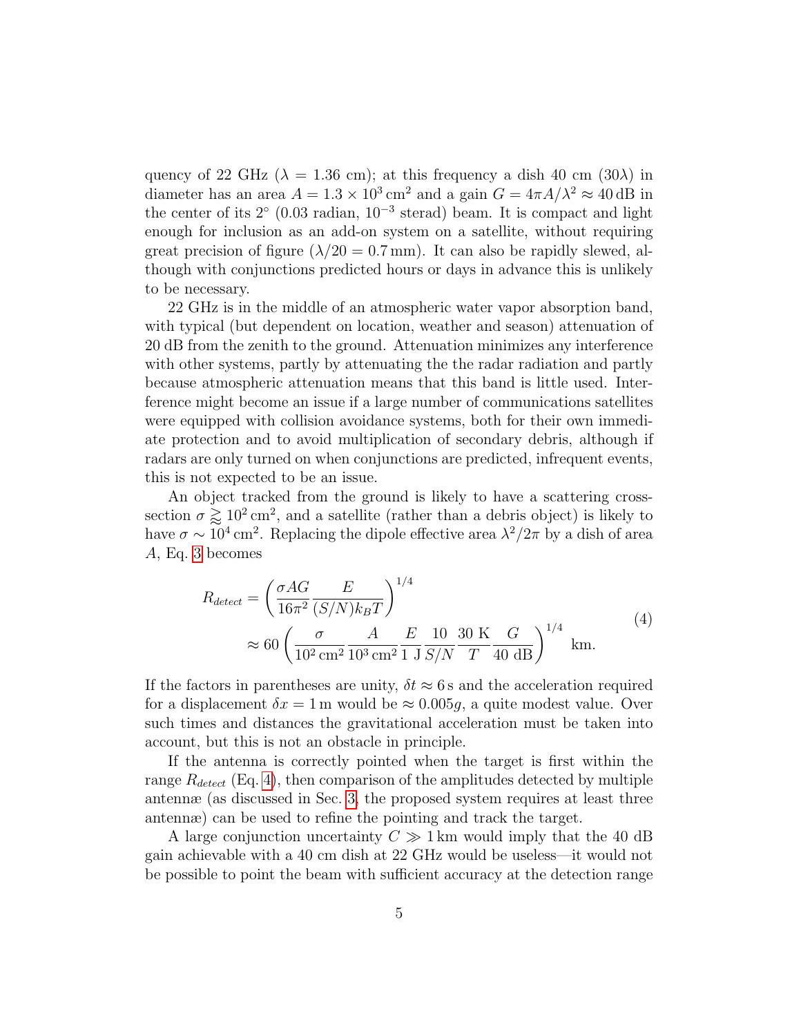quency of 22 GHz ($\lambda = 1.36$ cm); at this frequency a dish 40 cm ($30\lambda$) in diameter has an area $A = 1.3 \times 10^3\,\text{cm}^2$ and a gain $G = 4\pi A/\lambda^2 \approx 40\,\text{dB}$ in the center of its $2^\circ$ (0.03 radian, $10^{-3}$ sterad) beam. It is compact and light enough for inclusion as an add-on system on a satellite, without requiring great precision of figure ($\lambda/20 = 0.7\,\text{mm}$). It can also be rapidly slewed, although with conjunctions predicted hours or days in advance this is unlikely to be necessary.

22 GHz is in the middle of an atmospheric water vapor absorption band, with typical (but dependent on location, weather and season) attenuation of 20 dB from the zenith to the ground. Attenuation minimizes any interference with other systems, partly by attenuating the the radar radiation and partly because atmospheric attenuation means that this band is little used. Interference might become an issue if a large number of communications satellites were equipped with collision avoidance systems, both for their own immediate protection and to avoid multiplication of secondary debris, although if radars are only turned on when conjunctions are predicted, infrequent events, this is not expected to be an issue.

An object tracked from the ground is likely to have a scattering cross-section $\sigma \gtrapprox 10^2\,\text{cm}^2$, and a satellite (rather than a debris object) is likely to have $\sigma \sim 10^4\,\text{cm}^2$. Replacing the dipole effective area $\lambda^2/2\pi$ by a dish of area $A$, Eq. 3 becomes

$$
\begin{aligned}
R_{detect} &= \left( \frac{\sigma A G}{16\pi^2} \frac{E}{(S/N) k_B T} \right)^{1/4} \\
&\approx 60 \left( \frac{\sigma}{10^2\,\text{cm}^2} \frac{A}{10^3\,\text{cm}^2} \frac{E}{1\text{ J}} \frac{10}{S/N} \frac{30\text{ K}}{T} \frac{G}{40\text{ dB}} \right)^{1/4} \text{ km.}
\end{aligned}
\tag{4}
$$

If the factors in parentheses are unity, $\delta t \approx 6\,\text{s}$ and the acceleration required for a displacement $\delta x = 1\,\text{m}$ would be $\approx 0.005g$, a quite modest value. Over such times and distances the gravitational acceleration must be taken into account, but this is not an obstacle in principle.

If the antenna is correctly pointed when the target is first within the range $R_{detect}$ (Eq. 4), then comparison of the amplitudes detected by multiple antennæ (as discussed in Sec. 3, the proposed system requires at least three antennæ) can be used to refine the pointing and track the target.

A large conjunction uncertainty $C \gg 1\,\text{km}$ would imply that the 40 dB gain achievable with a 40 cm dish at 22 GHz would be useless—it would not be possible to point the beam with sufficient accuracy at the detection range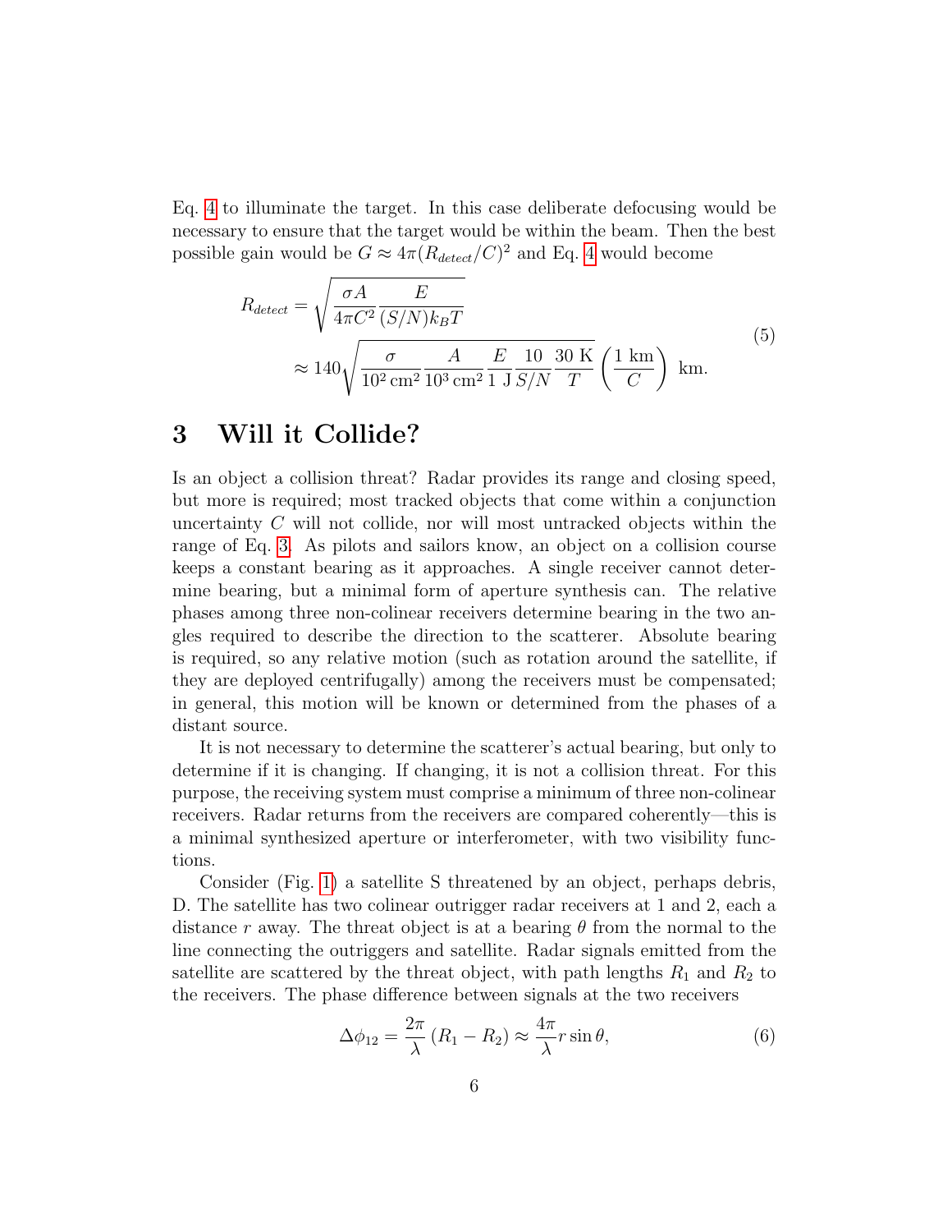Eq. 4 to illuminate the target. In this case deliberate defocusing would be necessary to ensure that the target would be within the beam. Then the best possible gain would be $G \approx 4\pi (R_{detect}/C)^2$ and Eq. 4 would become

$$
\begin{aligned}
R_{detect} &= \sqrt{\frac{\sigma A}{4\pi C^2} \frac{E}{(S/N) k_B T}} \\
&\approx 140 \sqrt{\frac{\sigma}{10^2\,\text{cm}^2} \frac{A}{10^3\,\text{cm}^2} \frac{E}{1\ \text{J}} \frac{10}{S/N} \frac{30\ \text{K}}{T}} \left( \frac{1\ \text{km}}{C} \right)\ \text{km}.
\end{aligned}
\tag{5}
$$

# 3 Will it Collide?

Is an object a collision threat? Radar provides its range and closing speed, but more is required; most tracked objects that come within a conjunction uncertainty $C$ will not collide, nor will most untracked objects within the range of Eq. 3. As pilots and sailors know, an object on a collision course keeps a constant bearing as it approaches. A single receiver cannot determine bearing, but a minimal form of aperture synthesis can. The relative phases among three non-colinear receivers determine bearing in the two angles required to describe the direction to the scatterer. Absolute bearing is required, so any relative motion (such as rotation around the satellite, if they are deployed centrifugally) among the receivers must be compensated; in general, this motion will be known or determined from the phases of a distant source.

It is not necessary to determine the scatterer's actual bearing, but only to determine if it is changing. If changing, it is not a collision threat. For this purpose, the receiving system must comprise a minimum of three non-colinear receivers. Radar returns from the receivers are compared coherently—this is a minimal synthesized aperture or interferometer, with two visibility functions.

Consider (Fig. 1) a satellite S threatened by an object, perhaps debris, D. The satellite has two colinear outrigger radar receivers at 1 and 2, each a distance $r$ away. The threat object is at a bearing $\theta$ from the normal to the line connecting the outriggers and satellite. Radar signals emitted from the satellite are scattered by the threat object, with path lengths $R_1$ and $R_2$ to the receivers. The phase difference between signals at the two receivers

$$
\Delta\phi_{12} = \frac{2\pi}{\lambda} (R_1 - R_2) \approx \frac{4\pi}{\lambda} r \sin\theta,
\tag{6}
$$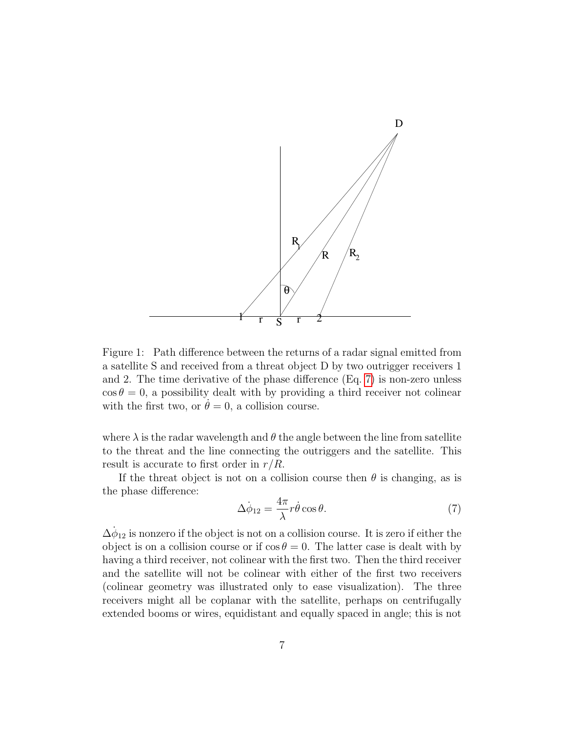Figure 1: Path difference between the returns of a radar signal emitted from a satellite S and received from a threat object D by two outrigger receivers 1 and 2. The time derivative of the phase difference (Eq. 7) is non-zero unless $\cos\theta = 0$, a possibility dealt with by providing a third receiver not colinear with the first two, or $\dot{\theta} = 0$, a collision course.

where $\lambda$ is the radar wavelength and $\theta$ the angle between the line from satellite to the threat and the line connecting the outriggers and the satellite. This result is accurate to first order in $r/R$.

If the threat object is not on a collision course then $\theta$ is changing, as is the phase difference:

$$\Delta\dot{\phi}_{12} = \frac{4\pi}{\lambda} r\dot{\theta}\cos\theta. \tag{7}$$

$\Delta\dot{\phi}_{12}$ is nonzero if the object is not on a collision course. It is zero if either the object is on a collision course or if $\cos\theta = 0$. The latter case is dealt with by having a third receiver, not colinear with the first two. Then the third receiver and the satellite will not be colinear with either of the first two receivers (colinear geometry was illustrated only to ease visualization). The three receivers might all be coplanar with the satellite, perhaps on centrifugally extended booms or wires, equidistant and equally spaced in angle; this is not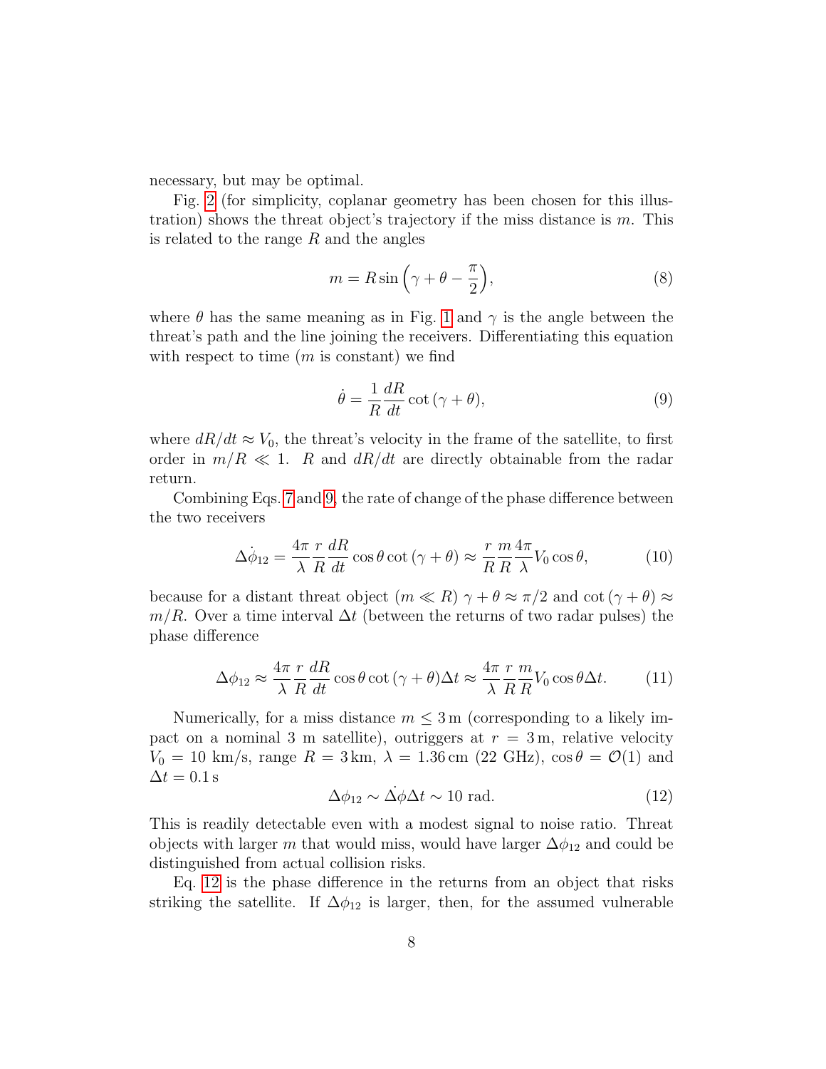necessary, but may be optimal.

Fig. 2 (for simplicity, coplanar geometry has been chosen for this illustration) shows the threat object's trajectory if the miss distance is $m$. This is related to the range $R$ and the angles

$$m = R \sin\left(\gamma + \theta - \frac{\pi}{2}\right), \tag{8}$$

where $\theta$ has the same meaning as in Fig. 1 and $\gamma$ is the angle between the threat's path and the line joining the receivers. Differentiating this equation with respect to time ($m$ is constant) we find

$$\dot{\theta} = \frac{1}{R}\frac{dR}{dt}\cot\left(\gamma + \theta\right), \tag{9}$$

where $dR/dt \approx V_0$, the threat's velocity in the frame of the satellite, to first order in $m/R \ll 1$. $R$ and $dR/dt$ are directly obtainable from the radar return.

Combining Eqs. 7 and 9, the rate of change of the phase difference between the two receivers

$$\Delta\dot{\phi}_{12} = \frac{4\pi}{\lambda}\frac{r}{R}\frac{dR}{dt}\cos\theta\cot\left(\gamma + \theta\right) \approx \frac{r}{R}\frac{m}{R}\frac{4\pi}{\lambda}V_0\cos\theta, \tag{10}$$

because for a distant threat object ($m \ll R$) $\gamma + \theta \approx \pi/2$ and $\cot\left(\gamma + \theta\right) \approx m/R$. Over a time interval $\Delta t$ (between the returns of two radar pulses) the phase difference

$$\Delta\phi_{12} \approx \frac{4\pi}{\lambda}\frac{r}{R}\frac{dR}{dt}\cos\theta\cot\left(\gamma + \theta\right)\Delta t \approx \frac{4\pi}{\lambda}\frac{r}{R}\frac{m}{R}V_0\cos\theta\Delta t. \tag{11}$$

Numerically, for a miss distance $m \leq 3\,\mathrm{m}$ (corresponding to a likely impact on a nominal 3 m satellite), outriggers at $r = 3\,\mathrm{m}$, relative velocity $V_0 = 10$ km/s, range $R = 3\,\mathrm{km}$, $\lambda = 1.36\,\mathrm{cm}$ (22 GHz), $\cos\theta = \mathcal{O}(1)$ and $\Delta t = 0.1\,\mathrm{s}$

$$\Delta\phi_{12} \sim \Delta\dot{\phi}\Delta t \sim 10 \text{ rad}. \tag{12}$$

This is readily detectable even with a modest signal to noise ratio. Threat objects with larger $m$ that would miss, would have larger $\Delta\phi_{12}$ and could be distinguished from actual collision risks.

Eq. 12 is the phase difference in the returns from an object that risks striking the satellite. If $\Delta\phi_{12}$ is larger, then, for the assumed vulnerable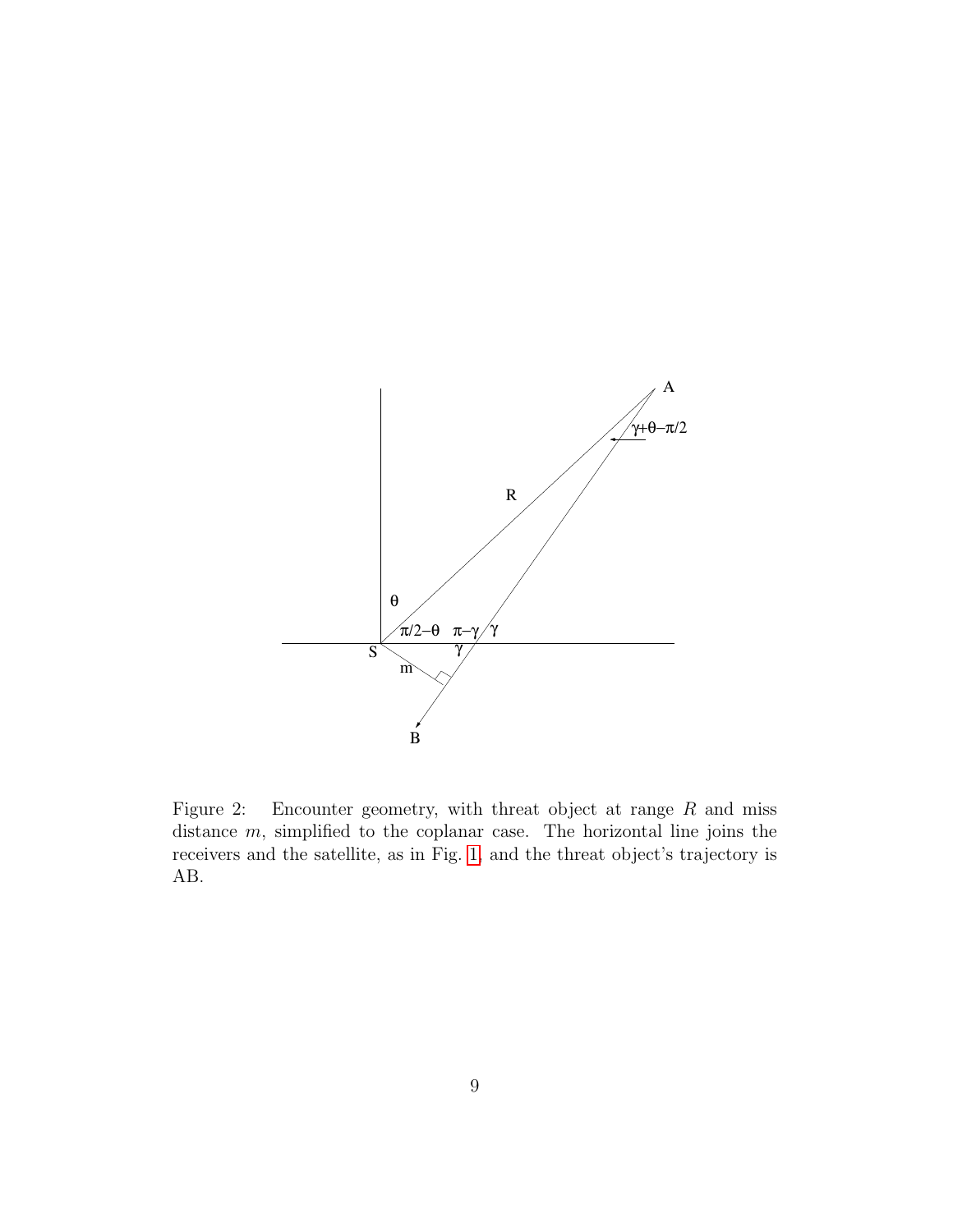Figure 2: Encounter geometry, with threat object at range $R$ and miss distance $m$, simplified to the coplanar case. The horizontal line joins the receivers and the satellite, as in Fig. 1, and the threat object's trajectory is AB.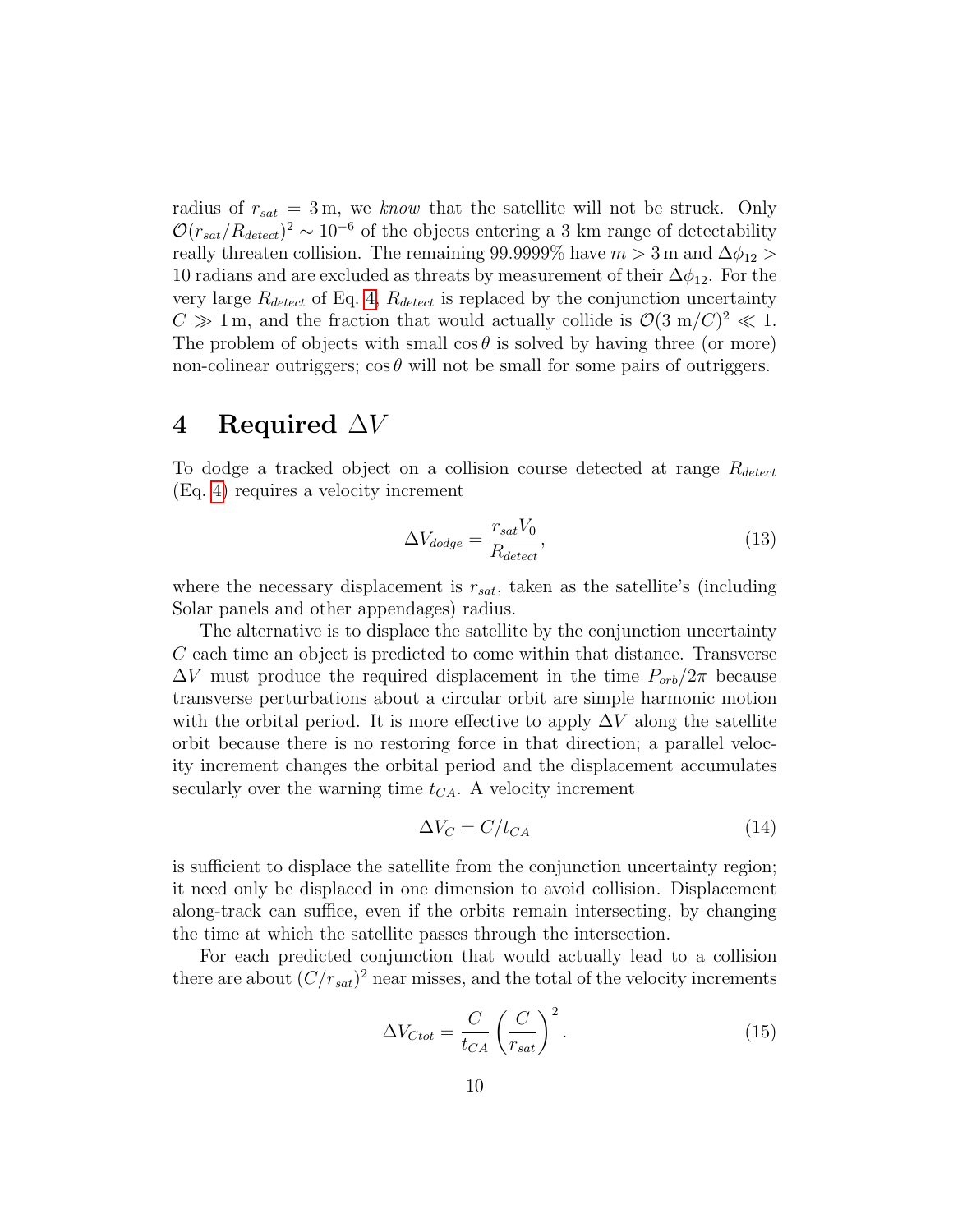radius of $r_{sat} = 3\,\mathrm{m}$, we *know* that the satellite will not be struck. Only $\mathcal{O}(r_{sat}/R_{detect})^2 \sim 10^{-6}$ of the objects entering a 3 km range of detectability really threaten collision. The remaining 99.9999% have $m > 3\,\mathrm{m}$ and $\Delta\phi_{12} > 10$ radians and are excluded as threats by measurement of their $\Delta\phi_{12}$. For the very large $R_{detect}$ of Eq. 4, $R_{detect}$ is replaced by the conjunction uncertainty $C \gg 1\,\mathrm{m}$, and the fraction that would actually collide is $\mathcal{O}(3\;\mathrm{m}/C)^2 \ll 1$. The problem of objects with small $\cos\theta$ is solved by having three (or more) non-colinear outriggers; $\cos\theta$ will not be small for some pairs of outriggers.

# 4 Required $\Delta V$

To dodge a tracked object on a collision course detected at range $R_{detect}$ (Eq. 4) requires a velocity increment

$$\Delta V_{dodge} = \frac{r_{sat} V_0}{R_{detect}}, \tag{13}$$

where the necessary displacement is $r_{sat}$, taken as the satellite's (including Solar panels and other appendages) radius.

The alternative is to displace the satellite by the conjunction uncertainty $C$ each time an object is predicted to come within that distance. Transverse $\Delta V$ must produce the required displacement in the time $P_{orb}/2\pi$ because transverse perturbations about a circular orbit are simple harmonic motion with the orbital period. It is more effective to apply $\Delta V$ along the satellite orbit because there is no restoring force in that direction; a parallel velocity increment changes the orbital period and the displacement accumulates secularly over the warning time $t_{CA}$. A velocity increment

$$\Delta V_C = C/t_{CA} \tag{14}$$

is sufficient to displace the satellite from the conjunction uncertainty region; it need only be displaced in one dimension to avoid collision. Displacement along-track can suffice, even if the orbits remain intersecting, by changing the time at which the satellite passes through the intersection.

For each predicted conjunction that would actually lead to a collision there are about $(C/r_{sat})^2$ near misses, and the total of the velocity increments

$$\Delta V_{Ctot} = \frac{C}{t_{CA}} \left(\frac{C}{r_{sat}}\right)^2. \tag{15}$$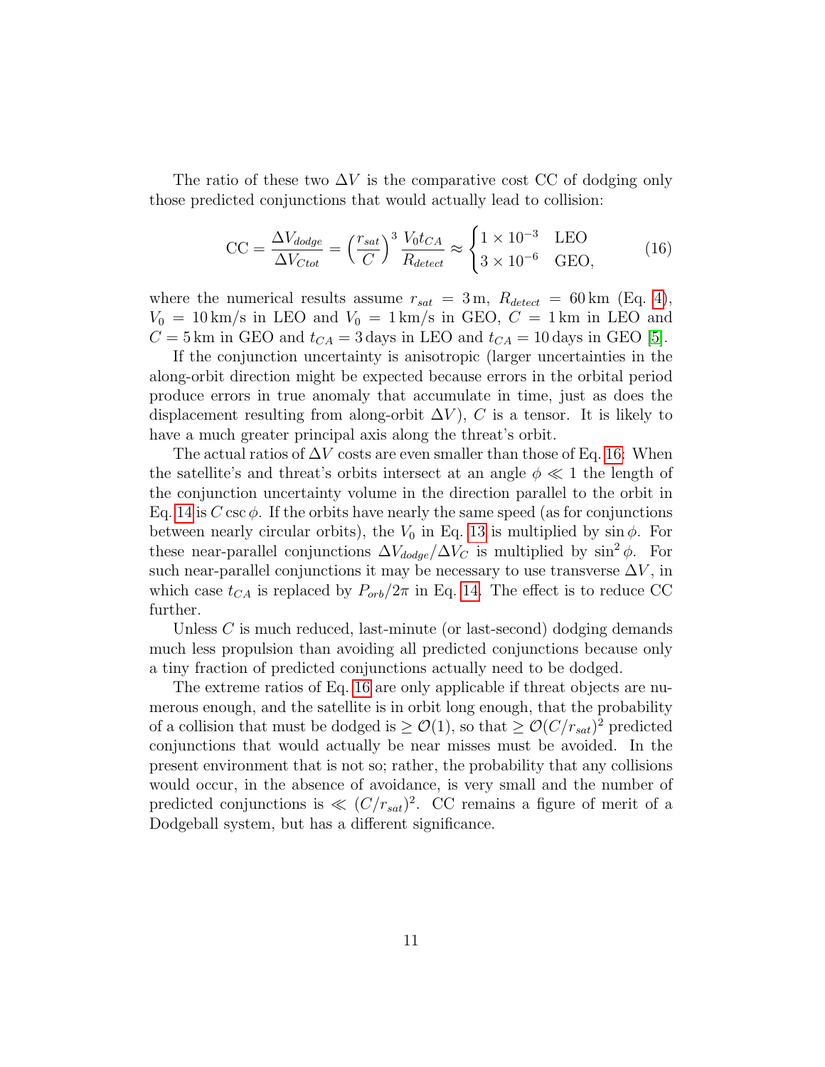The ratio of these two $\Delta V$ is the comparative cost CC of dodging only those predicted conjunctions that would actually lead to collision:

$$\text{CC} = \frac{\Delta V_{dodge}}{\Delta V_{Ctot}} = \left(\frac{r_{sat}}{C}\right)^3 \frac{V_0 t_{CA}}{R_{detect}} \approx \begin{cases} 1 \times 10^{-3} & \text{LEO} \\ 3 \times 10^{-6} & \text{GEO,} \end{cases} \tag{16}$$

where the numerical results assume $r_{sat} = 3\,\text{m}$, $R_{detect} = 60\,\text{km}$ (Eq. 4), $V_0 = 10\,\text{km/s}$ in LEO and $V_0 = 1\,\text{km/s}$ in GEO, $C = 1\,\text{km}$ in LEO and $C = 5\,\text{km}$ in GEO and $t_{CA} = 3\,\text{days}$ in LEO and $t_{CA} = 10\,\text{days}$ in GEO [5].

If the conjunction uncertainty is anisotropic (larger uncertainties in the along-orbit direction might be expected because errors in the orbital period produce errors in true anomaly that accumulate in time, just as does the displacement resulting from along-orbit $\Delta V$), $C$ is a tensor. It is likely to have a much greater principal axis along the threat's orbit.

The actual ratios of $\Delta V$ costs are even smaller than those of Eq. 16: When the satellite's and threat's orbits intersect at an angle $\phi \ll 1$ the length of the conjunction uncertainty volume in the direction parallel to the orbit in Eq. 14 is $C \csc \phi$. If the orbits have nearly the same speed (as for conjunctions between nearly circular orbits), the $V_0$ in Eq. 13 is multiplied by $\sin \phi$. For these near-parallel conjunctions $\Delta V_{dodge}/\Delta V_C$ is multiplied by $\sin^2 \phi$. For such near-parallel conjunctions it may be necessary to use transverse $\Delta V$, in which case $t_{CA}$ is replaced by $P_{orb}/2\pi$ in Eq. 14. The effect is to reduce CC further.

Unless $C$ is much reduced, last-minute (or last-second) dodging demands much less propulsion than avoiding all predicted conjunctions because only a tiny fraction of predicted conjunctions actually need to be dodged.

The extreme ratios of Eq. 16 are only applicable if threat objects are numerous enough, and the satellite is in orbit long enough, that the probability of a collision that must be dodged is $\geq \mathcal{O}(1)$, so that $\geq \mathcal{O}(C/r_{sat})^2$ predicted conjunctions that would actually be near misses must be avoided. In the present environment that is not so; rather, the probability that any collisions would occur, in the absence of avoidance, is very small and the number of predicted conjunctions is $\ll (C/r_{sat})^2$. CC remains a figure of merit of a Dodgeball system, but has a different significance.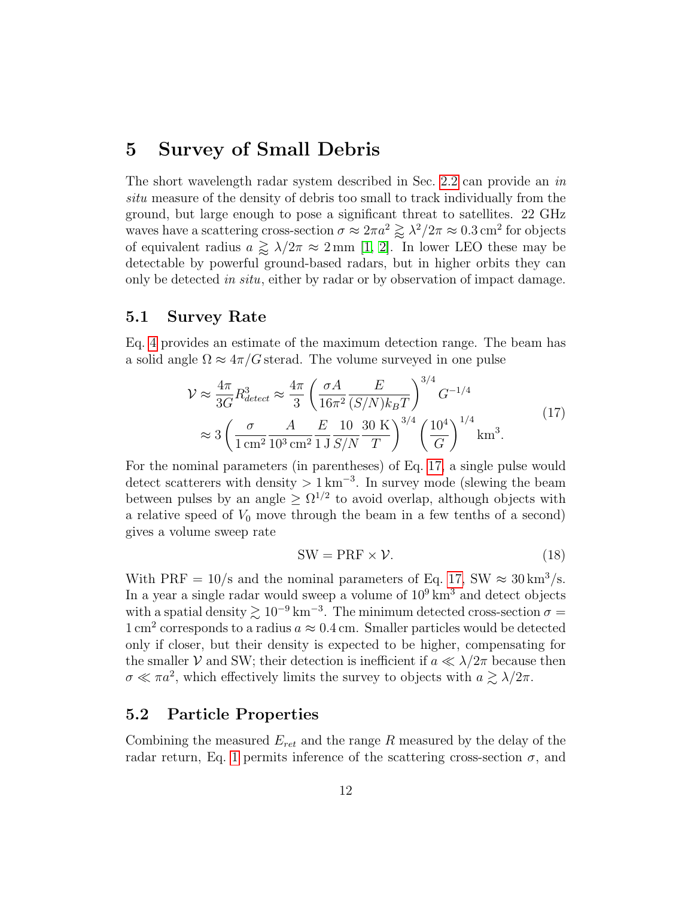# 5 Survey of Small Debris

The short wavelength radar system described in Sec. 2.2 can provide an *in situ* measure of the density of debris too small to track individually from the ground, but large enough to pose a significant threat to satellites. 22 GHz waves have a scattering cross-section $\sigma \approx 2\pi a^2 \gtrsim \lambda^2/2\pi \approx 0.3\,\text{cm}^2$ for objects of equivalent radius $a \gtrsim \lambda/2\pi \approx 2\,\text{mm}$ [1, 2]. In lower LEO these may be detectable by powerful ground-based radars, but in higher orbits they can only be detected *in situ*, either by radar or by observation of impact damage.

## 5.1 Survey Rate

Eq. 4 provides an estimate of the maximum detection range. The beam has a solid angle $\Omega \approx 4\pi/G$ sterad. The volume surveyed in one pulse

$$
\begin{aligned}
\mathcal{V} &\approx \frac{4\pi}{3G} R_{detect}^3 \approx \frac{4\pi}{3} \left( \frac{\sigma A}{16\pi^2} \frac{E}{(S/N) k_B T} \right)^{3/4} G^{-1/4} \\
&\approx 3 \left( \frac{\sigma}{1\,\text{cm}^2} \frac{A}{10^3\,\text{cm}^2} \frac{E}{1\,\text{J}} \frac{10}{S/N} \frac{30\,\text{K}}{T} \right)^{3/4} \left( \frac{10^4}{G} \right)^{1/4} \text{km}^3.
\end{aligned}
\tag{17}
$$

For the nominal parameters (in parentheses) of Eq. 17, a single pulse would detect scatterers with density $> 1\,\text{km}^{-3}$. In survey mode (slewing the beam between pulses by an angle $\geq \Omega^{1/2}$ to avoid overlap, although objects with a relative speed of $V_0$ move through the beam in a few tenths of a second) gives a volume sweep rate

$$
\text{SW} = \text{PRF} \times \mathcal{V}. \tag{18}
$$

With PRF $= 10$/s and the nominal parameters of Eq. 17, SW $\approx 30\,\text{km}^3$/s. In a year a single radar would sweep a volume of $10^9\,\text{km}^3$ and detect objects with a spatial density $\gtrsim 10^{-9}\,\text{km}^{-3}$. The minimum detected cross-section $\sigma = 1\,\text{cm}^2$ corresponds to a radius $a \approx 0.4\,\text{cm}$. Smaller particles would be detected only if closer, but their density is expected to be higher, compensating for the smaller $\mathcal{V}$ and SW; their detection is inefficient if $a \ll \lambda/2\pi$ because then $\sigma \ll \pi a^2$, which effectively limits the survey to objects with $a \gtrsim \lambda/2\pi$.

## 5.2 Particle Properties

Combining the measured $E_{ret}$ and the range $R$ measured by the delay of the radar return, Eq. 1 permits inference of the scattering cross-section $\sigma$, and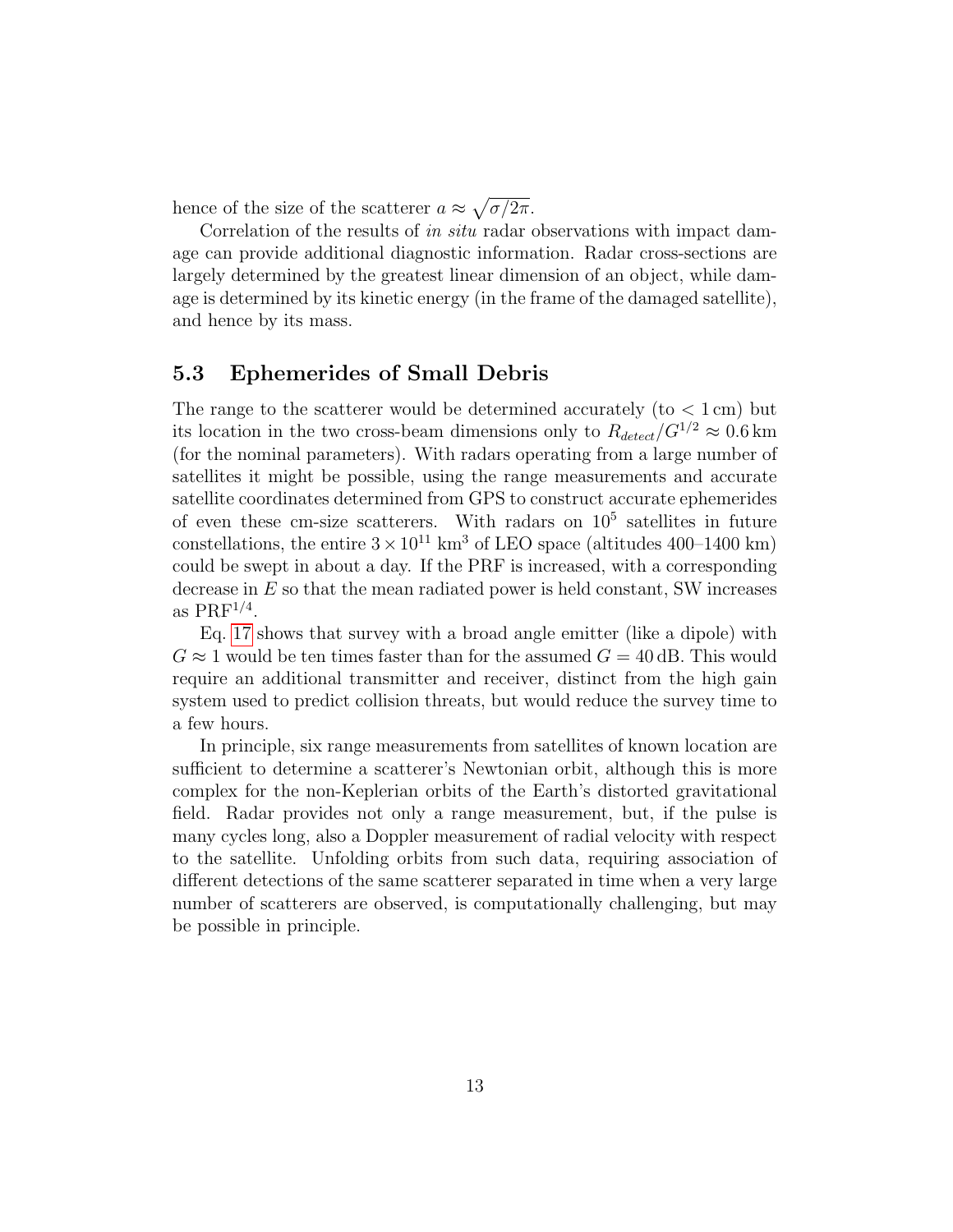hence of the size of the scatterer $a \approx \sqrt{\sigma/2\pi}$.

Correlation of the results of *in situ* radar observations with impact damage can provide additional diagnostic information. Radar cross-sections are largely determined by the greatest linear dimension of an object, while damage is determined by its kinetic energy (in the frame of the damaged satellite), and hence by its mass.

## 5.3 Ephemerides of Small Debris

The range to the scatterer would be determined accurately (to $< 1\,\mathrm{cm}$) but its location in the two cross-beam dimensions only to $R_{detect}/G^{1/2} \approx 0.6\,\mathrm{km}$ (for the nominal parameters). With radars operating from a large number of satellites it might be possible, using the range measurements and accurate satellite coordinates determined from GPS to construct accurate ephemerides of even these cm-size scatterers. With radars on $10^5$ satellites in future constellations, the entire $3 \times 10^{11}$ km$^3$ of LEO space (altitudes 400–1400 km) could be swept in about a day. If the PRF is increased, with a corresponding decrease in $E$ so that the mean radiated power is held constant, SW increases as PRF$^{1/4}$.

Eq. 17 shows that survey with a broad angle emitter (like a dipole) with $G \approx 1$ would be ten times faster than for the assumed $G = 40\,\mathrm{dB}$. This would require an additional transmitter and receiver, distinct from the high gain system used to predict collision threats, but would reduce the survey time to a few hours.

In principle, six range measurements from satellites of known location are sufficient to determine a scatterer's Newtonian orbit, although this is more complex for the non-Keplerian orbits of the Earth's distorted gravitational field. Radar provides not only a range measurement, but, if the pulse is many cycles long, also a Doppler measurement of radial velocity with respect to the satellite. Unfolding orbits from such data, requiring association of different detections of the same scatterer separated in time when a very large number of scatterers are observed, is computationally challenging, but may be possible in principle.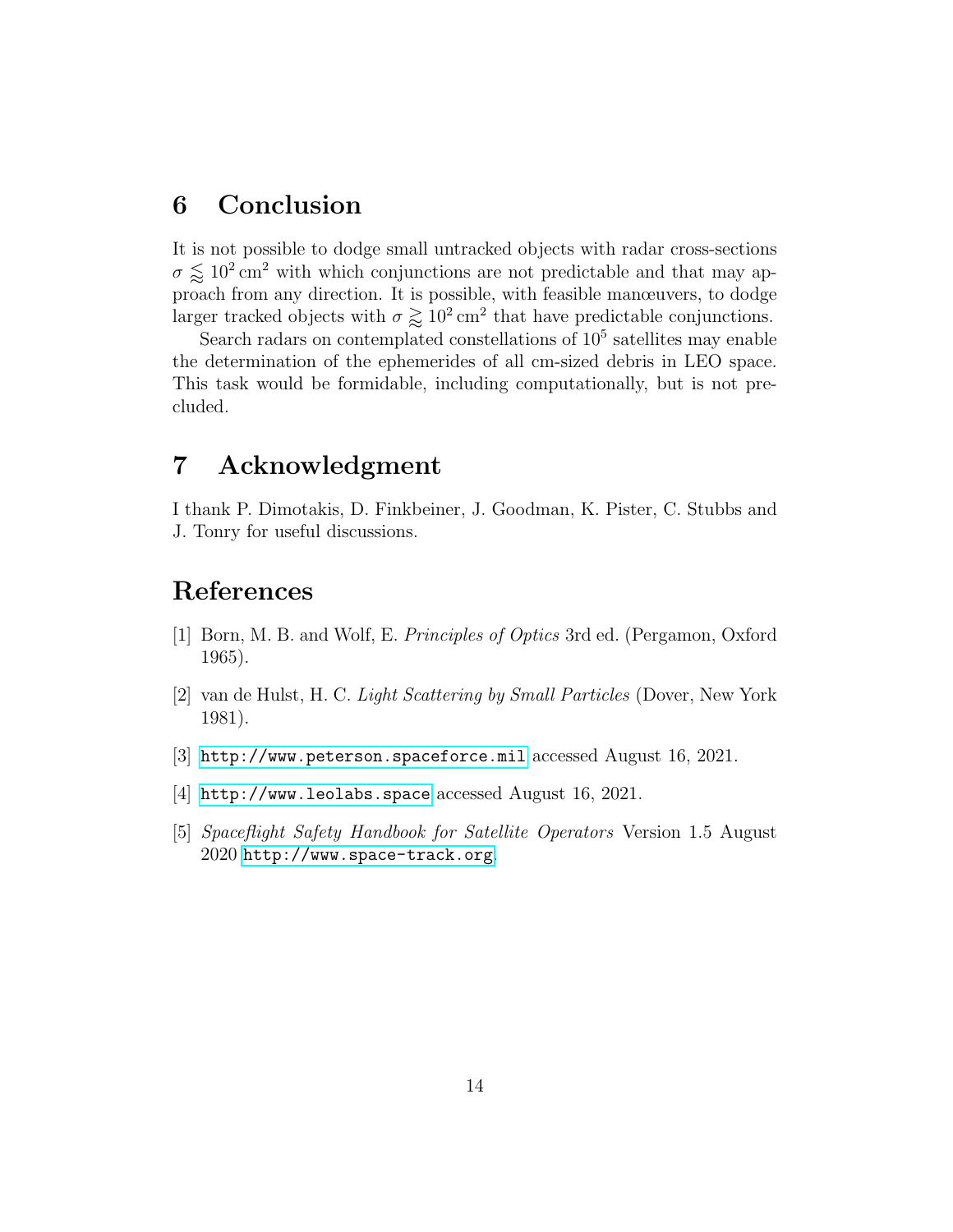# 6 Conclusion

It is not possible to dodge small untracked objects with radar cross-sections $\sigma \lessapprox 10^2\,\mathrm{cm}^2$ with which conjunctions are not predictable and that may approach from any direction. It is possible, with feasible manœuvers, to dodge larger tracked objects with $\sigma \gtrapprox 10^2\,\mathrm{cm}^2$ that have predictable conjunctions.

Search radars on contemplated constellations of $10^5$ satellites may enable the determination of the ephemerides of all cm-sized debris in LEO space. This task would be formidable, including computationally, but is not precluded.

# 7 Acknowledgment

I thank P. Dimotakis, D. Finkbeiner, J. Goodman, K. Pister, C. Stubbs and J. Tonry for useful discussions.

# References

[1] Born, M. B. and Wolf, E. *Principles of Optics* 3rd ed. (Pergamon, Oxford 1965).

[2] van de Hulst, H. C. *Light Scattering by Small Particles* (Dover, New York 1981).

[3] http://www.peterson.spaceforce.mil accessed August 16, 2021.

[4] http://www.leolabs.space accessed August 16, 2021.

[5] *Spaceflight Safety Handbook for Satellite Operators* Version 1.5 August 2020 http://www.space-track.org.